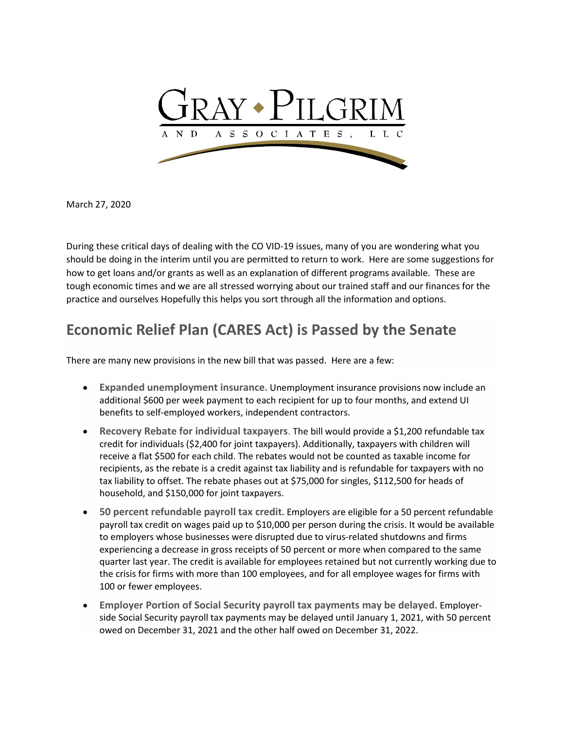# GRAY ◆ PILGRIM AND ASSOCIATES, LLC

March 27, 2020

During these critical days of dealing with the CO VID-19 issues, many of you are wondering what you should be doing in the interim until you are permitted to return to work. Here are some suggestions for how to get loans and/or grants as well as an explanation of different programs available. These are tough economic times and we are all stressed worrying about our trained staff and our finances for the practice and ourselves Hopefully this helps you sort through all the information and options.

## Economic Relief Plan (CARES Act) is Passed by the Senate

There are many new provisions in the new bill that was passed. Here are a few:

- **Expanded unemployment insurance.** Unemployment insurance provisions now include an additional $600 per week payment to each recipient for up to four months, and extend UI benefits to self-employed workers, independent contractors.
- **Recovery Rebate for individual taxpayers**. The bill would provide a $1,200 refundable tax credit for individuals ($2,400 for joint taxpayers). Additionally, taxpayers with children will receive a flat $500 for each child. The rebates would not be counted as taxable income for recipients, as the rebate is a credit against tax liability and is refundable for taxpayers with no tax liability to offset. The rebate phases out at $75,000 for singles, $112,500 for heads of household, and $150,000 for joint taxpayers.
- **50 percent refundable payroll tax credit.** Employers are eligible for a 50 percent refundable payroll tax credit on wages paid up to $10,000 per person during the crisis. It would be available to employers whose businesses were disrupted due to virus-related shutdowns and firms experiencing a decrease in gross receipts of 50 percent or more when compared to the same quarter last year. The credit is available for employees retained but not currently working due to the crisis for firms with more than 100 employees, and for all employee wages for firms with 100 or fewer employees.
- **Employer Portion of Social Security payroll tax payments may be delayed.** Employer-side Social Security payroll tax payments may be delayed until January 1, 2021, with 50 percent owed on December 31, 2021 and the other half owed on December 31, 2022.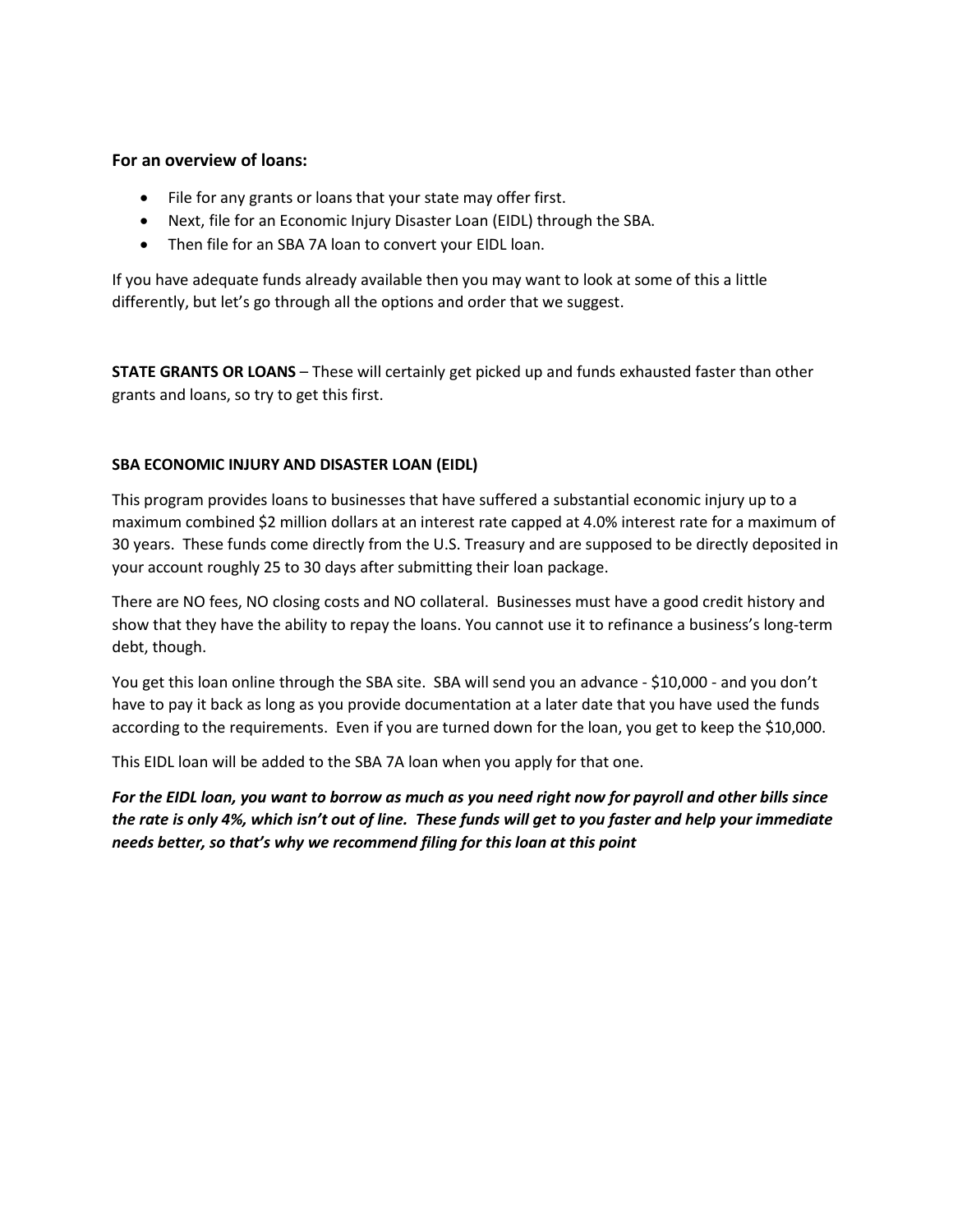**For an overview of loans:**

- File for any grants or loans that your state may offer first.
- Next, file for an Economic Injury Disaster Loan (EIDL) through the SBA.
- Then file for an SBA 7A loan to convert your EIDL loan.

If you have adequate funds already available then you may want to look at some of this a little differently, but let's go through all the options and order that we suggest.

**STATE GRANTS OR LOANS** – These will certainly get picked up and funds exhausted faster than other grants and loans, so try to get this first.

**SBA ECONOMIC INJURY AND DISASTER LOAN (EIDL)**

This program provides loans to businesses that have suffered a substantial economic injury up to a maximum combined $2 million dollars at an interest rate capped at 4.0% interest rate for a maximum of 30 years. These funds come directly from the U.S. Treasury and are supposed to be directly deposited in your account roughly 25 to 30 days after submitting their loan package.

There are NO fees, NO closing costs and NO collateral. Businesses must have a good credit history and show that they have the ability to repay the loans. You cannot use it to refinance a business's long-term debt, though.

You get this loan online through the SBA site. SBA will send you an advance - $10,000 - and you don't have to pay it back as long as you provide documentation at a later date that you have used the funds according to the requirements. Even if you are turned down for the loan, you get to keep the $10,000.

This EIDL loan will be added to the SBA 7A loan when you apply for that one.

***For the EIDL loan, you want to borrow as much as you need right now for payroll and other bills since the rate is only 4%, which isn't out of line. These funds will get to you faster and help your immediate needs better, so that's why we recommend filing for this loan at this point***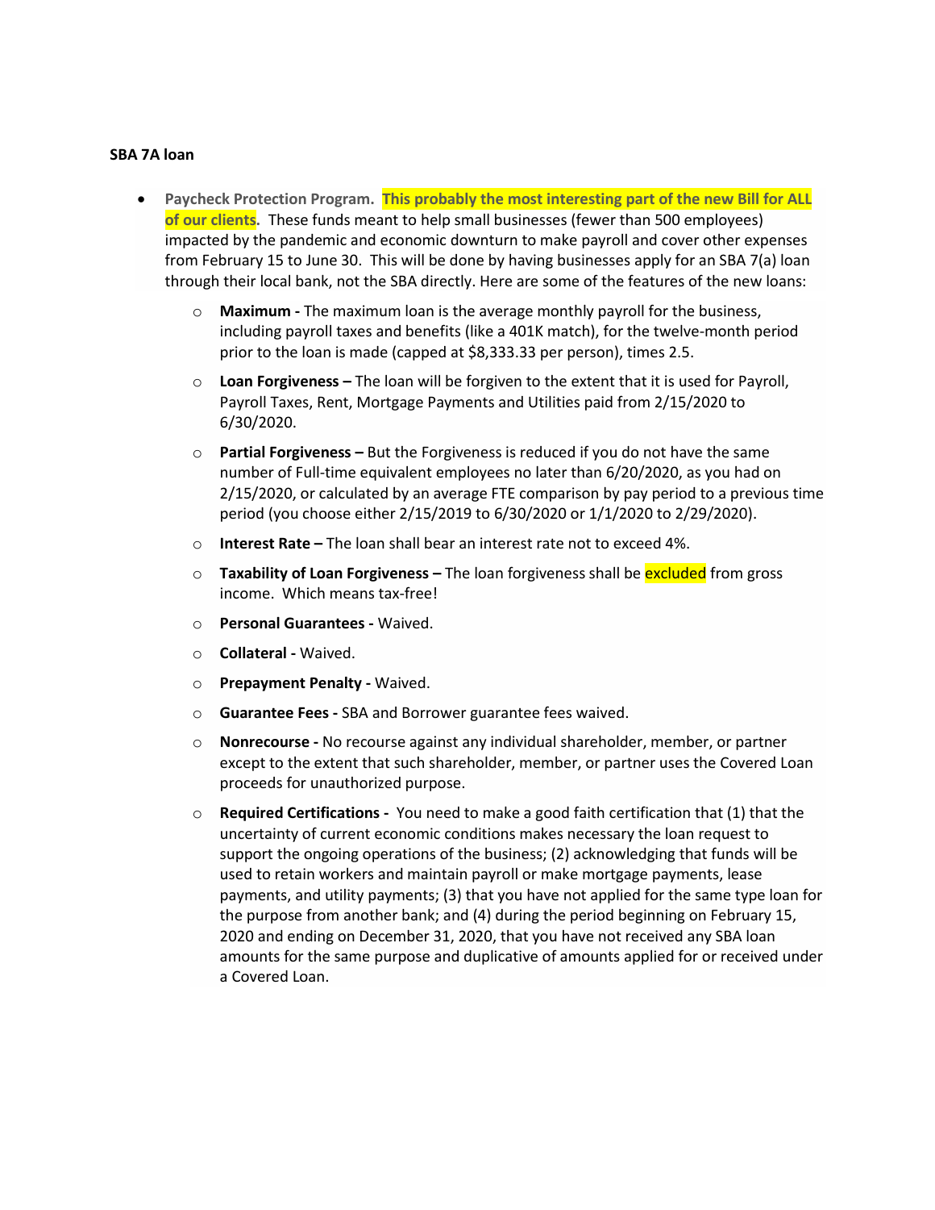**SBA 7A loan**

- **Paycheck Protection Program.** **This probably the most interesting part of the new Bill for ALL of our clients.** These funds meant to help small businesses (fewer than 500 employees) impacted by the pandemic and economic downturn to make payroll and cover other expenses from February 15 to June 30. This will be done by having businesses apply for an SBA 7(a) loan through their local bank, not the SBA directly. Here are some of the features of the new loans:
  - **Maximum -** The maximum loan is the average monthly payroll for the business, including payroll taxes and benefits (like a 401K match), for the twelve-month period prior to the loan is made (capped at $8,333.33 per person), times 2.5.
  - **Loan Forgiveness –** The loan will be forgiven to the extent that it is used for Payroll, Payroll Taxes, Rent, Mortgage Payments and Utilities paid from 2/15/2020 to 6/30/2020.
  - **Partial Forgiveness –** But the Forgiveness is reduced if you do not have the same number of Full-time equivalent employees no later than 6/20/2020, as you had on 2/15/2020, or calculated by an average FTE comparison by pay period to a previous time period (you choose either 2/15/2019 to 6/30/2020 or 1/1/2020 to 2/29/2020).
  - **Interest Rate –** The loan shall bear an interest rate not to exceed 4%.
  - **Taxability of Loan Forgiveness –** The loan forgiveness shall be excluded from gross income. Which means tax-free!
  - **Personal Guarantees -** Waived.
  - **Collateral -** Waived.
  - **Prepayment Penalty -** Waived.
  - **Guarantee Fees -** SBA and Borrower guarantee fees waived.
  - **Nonrecourse -** No recourse against any individual shareholder, member, or partner except to the extent that such shareholder, member, or partner uses the Covered Loan proceeds for unauthorized purpose.
  - **Required Certifications -** You need to make a good faith certification that (1) that the uncertainty of current economic conditions makes necessary the loan request to support the ongoing operations of the business; (2) acknowledging that funds will be used to retain workers and maintain payroll or make mortgage payments, lease payments, and utility payments; (3) that you have not applied for the same type loan for the purpose from another bank; and (4) during the period beginning on February 15, 2020 and ending on December 31, 2020, that you have not received any SBA loan amounts for the same purpose and duplicative of amounts applied for or received under a Covered Loan.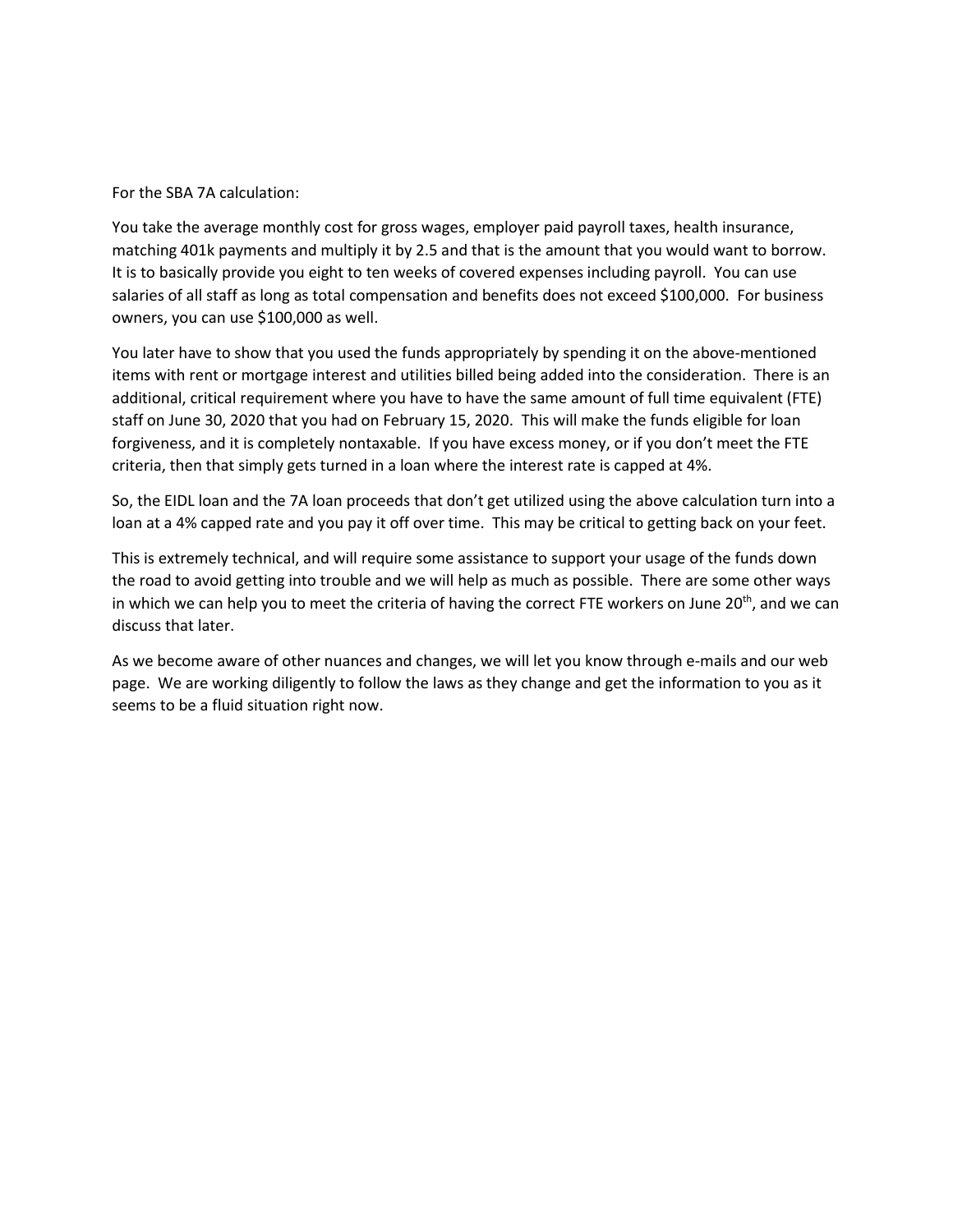For the SBA 7A calculation:

You take the average monthly cost for gross wages, employer paid payroll taxes, health insurance, matching 401k payments and multiply it by 2.5 and that is the amount that you would want to borrow. It is to basically provide you eight to ten weeks of covered expenses including payroll. You can use salaries of all staff as long as total compensation and benefits does not exceed $100,000. For business owners, you can use $100,000 as well.

You later have to show that you used the funds appropriately by spending it on the above-mentioned items with rent or mortgage interest and utilities billed being added into the consideration. There is an additional, critical requirement where you have to have the same amount of full time equivalent (FTE) staff on June 30, 2020 that you had on February 15, 2020. This will make the funds eligible for loan forgiveness, and it is completely nontaxable. If you have excess money, or if you don't meet the FTE criteria, then that simply gets turned in a loan where the interest rate is capped at 4%.

So, the EIDL loan and the 7A loan proceeds that don't get utilized using the above calculation turn into a loan at a 4% capped rate and you pay it off over time. This may be critical to getting back on your feet.

This is extremely technical, and will require some assistance to support your usage of the funds down the road to avoid getting into trouble and we will help as much as possible. There are some other ways in which we can help you to meet the criteria of having the correct FTE workers on June 20th, and we can discuss that later.

As we become aware of other nuances and changes, we will let you know through e-mails and our web page. We are working diligently to follow the laws as they change and get the information to you as it seems to be a fluid situation right now.